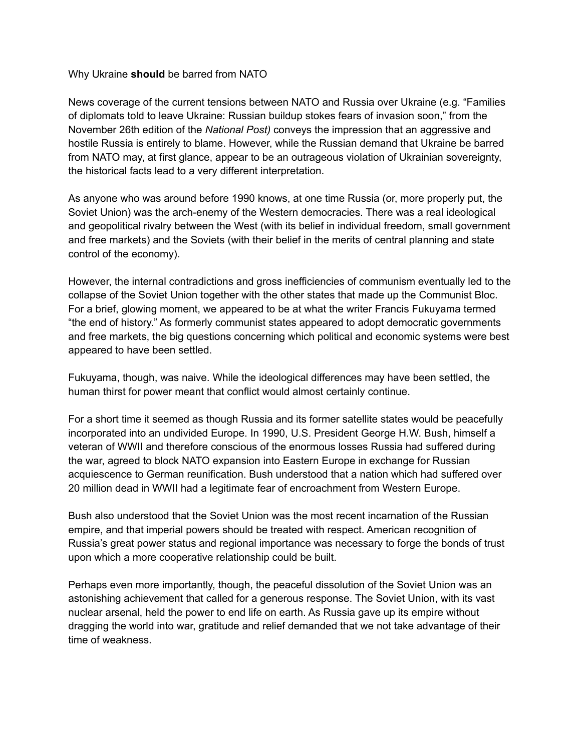Why Ukraine **should** be barred from NATO

News coverage of the current tensions between NATO and Russia over Ukraine (e.g. "Families of diplomats told to leave Ukraine: Russian buildup stokes fears of invasion soon," from the November 26th edition of the *National Post)* conveys the impression that an aggressive and hostile Russia is entirely to blame. However, while the Russian demand that Ukraine be barred from NATO may, at first glance, appear to be an outrageous violation of Ukrainian sovereignty, the historical facts lead to a very different interpretation.

As anyone who was around before 1990 knows, at one time Russia (or, more properly put, the Soviet Union) was the arch-enemy of the Western democracies. There was a real ideological and geopolitical rivalry between the West (with its belief in individual freedom, small government and free markets) and the Soviets (with their belief in the merits of central planning and state control of the economy).

However, the internal contradictions and gross inefficiencies of communism eventually led to the collapse of the Soviet Union together with the other states that made up the Communist Bloc. For a brief, glowing moment, we appeared to be at what the writer Francis Fukuyama termed "the end of history." As formerly communist states appeared to adopt democratic governments and free markets, the big questions concerning which political and economic systems were best appeared to have been settled.

Fukuyama, though, was naive. While the ideological differences may have been settled, the human thirst for power meant that conflict would almost certainly continue.

For a short time it seemed as though Russia and its former satellite states would be peacefully incorporated into an undivided Europe. In 1990, U.S. President George H.W. Bush, himself a veteran of WWII and therefore conscious of the enormous losses Russia had suffered during the war, agreed to block NATO expansion into Eastern Europe in exchange for Russian acquiescence to German reunification. Bush understood that a nation which had suffered over 20 million dead in WWII had a legitimate fear of encroachment from Western Europe.

Bush also understood that the Soviet Union was the most recent incarnation of the Russian empire, and that imperial powers should be treated with respect. American recognition of Russia's great power status and regional importance was necessary to forge the bonds of trust upon which a more cooperative relationship could be built.

Perhaps even more importantly, though, the peaceful dissolution of the Soviet Union was an astonishing achievement that called for a generous response. The Soviet Union, with its vast nuclear arsenal, held the power to end life on earth. As Russia gave up its empire without dragging the world into war, gratitude and relief demanded that we not take advantage of their time of weakness.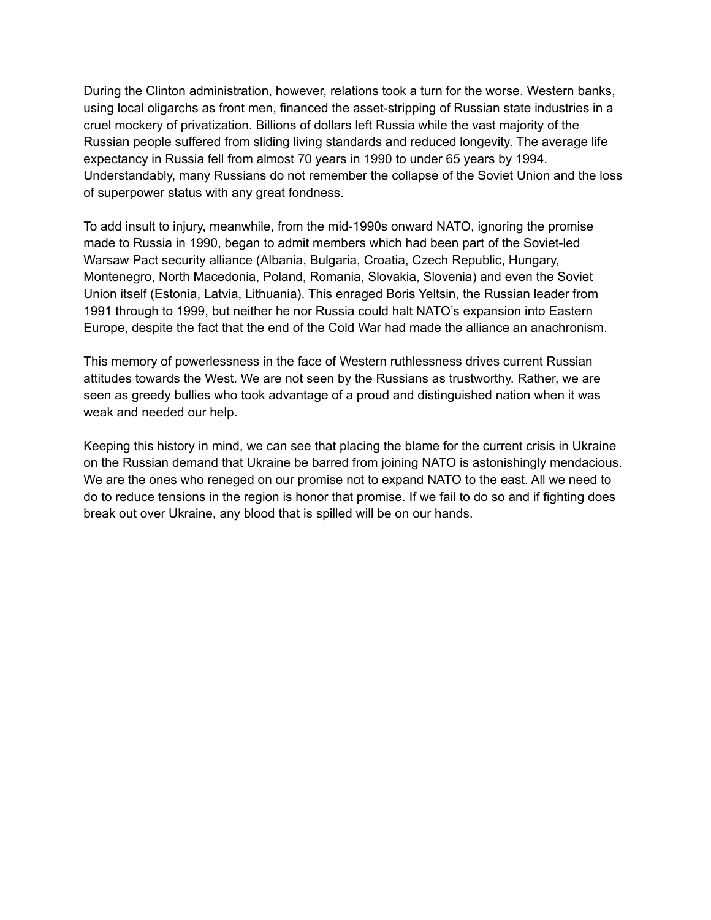During the Clinton administration, however, relations took a turn for the worse. Western banks, using local oligarchs as front men, financed the asset-stripping of Russian state industries in a cruel mockery of privatization. Billions of dollars left Russia while the vast majority of the Russian people suffered from sliding living standards and reduced longevity. The average life expectancy in Russia fell from almost 70 years in 1990 to under 65 years by 1994. Understandably, many Russians do not remember the collapse of the Soviet Union and the loss of superpower status with any great fondness.

To add insult to injury, meanwhile, from the mid-1990s onward NATO, ignoring the promise made to Russia in 1990, began to admit members which had been part of the Soviet-led Warsaw Pact security alliance (Albania, Bulgaria, Croatia, Czech Republic, Hungary, Montenegro, North Macedonia, Poland, Romania, Slovakia, Slovenia) and even the Soviet Union itself (Estonia, Latvia, Lithuania). This enraged Boris Yeltsin, the Russian leader from 1991 through to 1999, but neither he nor Russia could halt NATO's expansion into Eastern Europe, despite the fact that the end of the Cold War had made the alliance an anachronism.

This memory of powerlessness in the face of Western ruthlessness drives current Russian attitudes towards the West. We are not seen by the Russians as trustworthy. Rather, we are seen as greedy bullies who took advantage of a proud and distinguished nation when it was weak and needed our help.

Keeping this history in mind, we can see that placing the blame for the current crisis in Ukraine on the Russian demand that Ukraine be barred from joining NATO is astonishingly mendacious. We are the ones who reneged on our promise not to expand NATO to the east. All we need to do to reduce tensions in the region is honor that promise. If we fail to do so and if fighting does break out over Ukraine, any blood that is spilled will be on our hands.